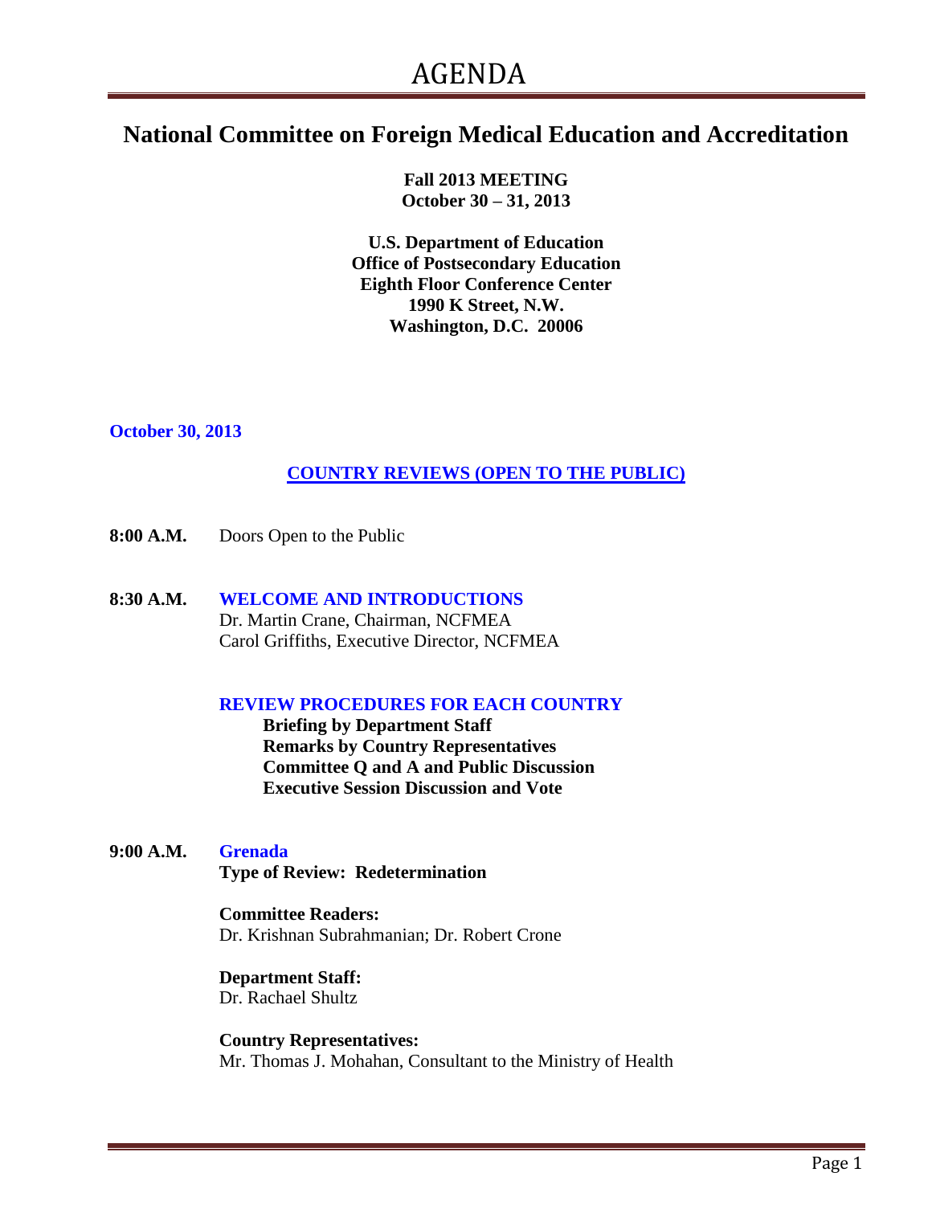# AGENDA

## National Committee on Foreign Medical Education and Accreditation

**Fall 2013 MEETING**
**October 30 – 31, 2013**

**U.S. Department of Education**
**Office of Postsecondary Education**
**Eighth Floor Conference Center**
**1990 K Street, N.W.**
**Washington, D.C. 20006**

### October 30, 2013

### COUNTRY REVIEWS (OPEN TO THE PUBLIC)

**8:00 A.M.** Doors Open to the Public

**8:30 A.M.** **WELCOME AND INTRODUCTIONS**
Dr. Martin Crane, Chairman, NCFMEA
Carol Griffiths, Executive Director, NCFMEA

**REVIEW PROCEDURES FOR EACH COUNTRY**

- **Briefing by Department Staff**
- **Remarks by Country Representatives**
- **Committee Q and A and Public Discussion**
- **Executive Session Discussion and Vote**

**9:00 A.M.** **Grenada**
**Type of Review: Redetermination**

**Committee Readers:**
Dr. Krishnan Subrahmanian; Dr. Robert Crone

**Department Staff:**
Dr. Rachael Shultz

**Country Representatives:**
Mr. Thomas J. Mohahan, Consultant to the Ministry of Health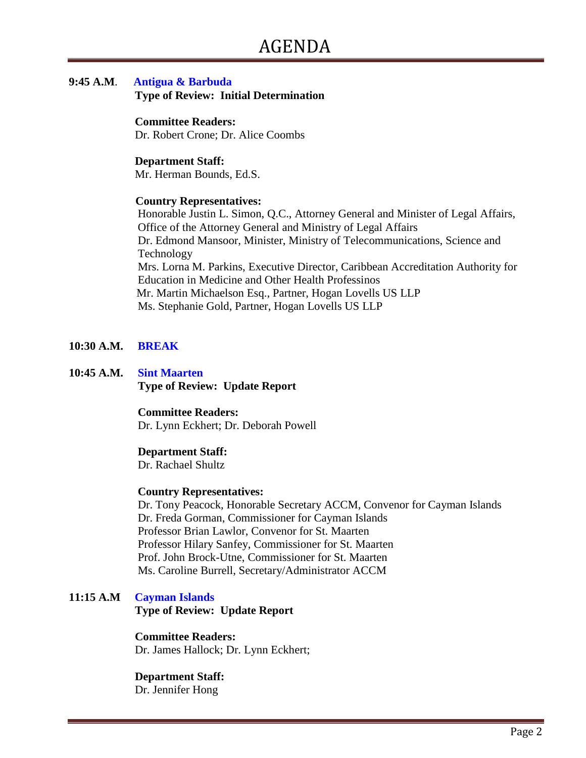# AGENDA

**9:45 A.M**. **Antigua & Barbuda**

**Type of Review: Initial Determination**

**Committee Readers:**
Dr. Robert Crone; Dr. Alice Coombs

**Department Staff:**
Mr. Herman Bounds, Ed.S.

**Country Representatives:**
Honorable Justin L. Simon, Q.C., Attorney General and Minister of Legal Affairs, Office of the Attorney General and Ministry of Legal Affairs
Dr. Edmond Mansoor, Minister, Ministry of Telecommunications, Science and Technology
Mrs. Lorna M. Parkins, Executive Director, Caribbean Accreditation Authority for Education in Medicine and Other Health Professinos
Mr. Martin Michaelson Esq., Partner, Hogan Lovells US LLP
Ms. Stephanie Gold, Partner, Hogan Lovells US LLP

**10:30 A.M.** **BREAK**

**10:45 A.M.** **Sint Maarten**

**Type of Review: Update Report**

**Committee Readers:**
Dr. Lynn Eckhert; Dr. Deborah Powell

**Department Staff:**
Dr. Rachael Shultz

**Country Representatives:**
Dr. Tony Peacock, Honorable Secretary ACCM, Convenor for Cayman Islands
Dr. Freda Gorman, Commissioner for Cayman Islands
Professor Brian Lawlor, Convenor for St. Maarten
Professor Hilary Sanfey, Commissioner for St. Maarten
Prof. John Brock-Utne, Commissioner for St. Maarten
Ms. Caroline Burrell, Secretary/Administrator ACCM

**11:15 A.M** **Cayman Islands**

**Type of Review: Update Report**

**Committee Readers:**
Dr. James Hallock; Dr. Lynn Eckhert;

**Department Staff:**
Dr. Jennifer Hong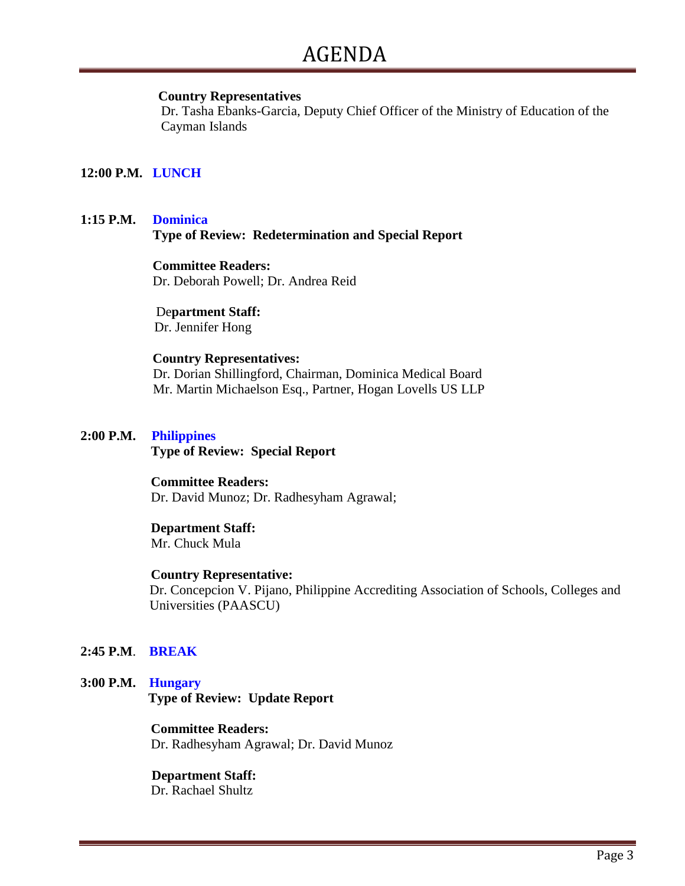# AGENDA

**Country Representatives**
Dr. Tasha Ebanks-Garcia, Deputy Chief Officer of the Ministry of Education of the Cayman Islands

**12:00 P.M.** **LUNCH**

**1:15 P.M.** **Dominica**
**Type of Review: Redetermination and Special Report**

**Committee Readers:**
Dr. Deborah Powell; Dr. Andrea Reid

**Department Staff:**
Dr. Jennifer Hong

**Country Representatives:**
Dr. Dorian Shillingford, Chairman, Dominica Medical Board
Mr. Martin Michaelson Esq., Partner, Hogan Lovells US LLP

**2:00 P.M.** **Philippines**
**Type of Review: Special Report**

**Committee Readers:**
Dr. David Munoz; Dr. Radhesyham Agrawal;

**Department Staff:**
Mr. Chuck Mula

**Country Representative:**
Dr. Concepcion V. Pijano, Philippine Accrediting Association of Schools, Colleges and Universities (PAASCU)

**2:45 P.M**. **BREAK**

**3:00 P.M.** **Hungary**
**Type of Review: Update Report**

**Committee Readers:**
Dr. Radhesyham Agrawal; Dr. David Munoz

**Department Staff:**
Dr. Rachael Shultz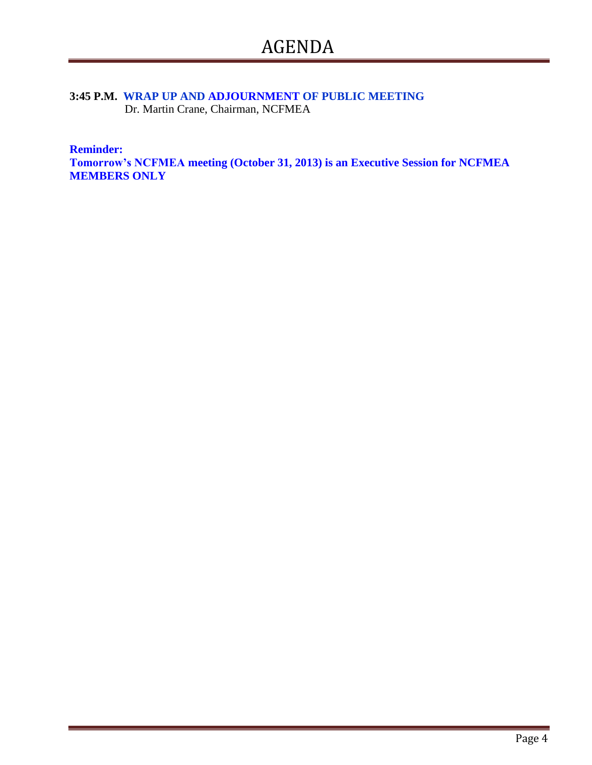# AGENDA

**3:45 P.M. WRAP UP AND ADJOURNMENT OF PUBLIC MEETING**
Dr. Martin Crane, Chairman, NCFMEA

**Reminder:**
**Tomorrow's NCFMEA meeting (October 31, 2013) is an Executive Session for NCFMEA MEMBERS ONLY**